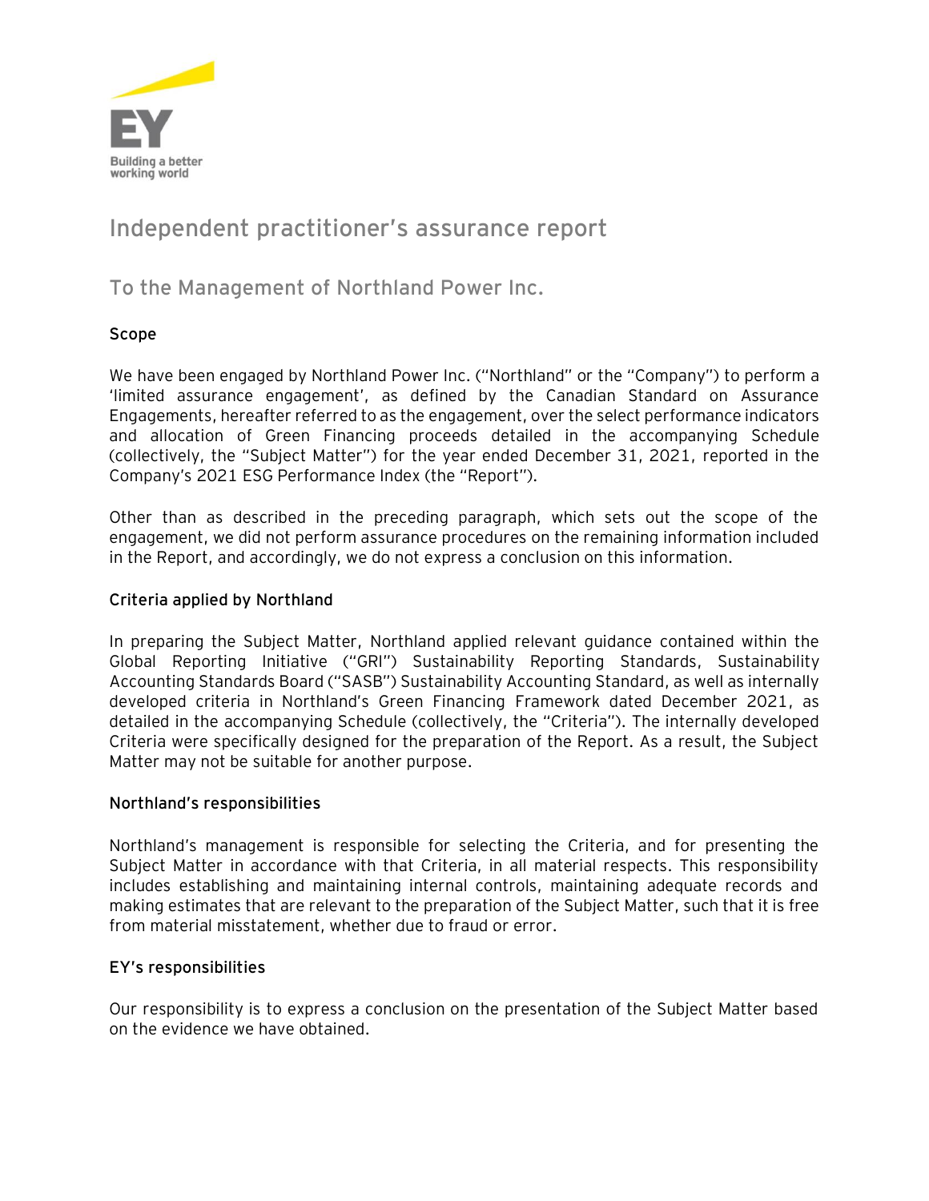# Independent practitioner's assurance report

## To the Management of Northland Power Inc.

### Scope

We have been engaged by Northland Power Inc. ("Northland" or the "Company") to perform a 'limited assurance engagement', as defined by the Canadian Standard on Assurance Engagements, hereafter referred to as the engagement, over the select performance indicators and allocation of Green Financing proceeds detailed in the accompanying Schedule (collectively, the "Subject Matter") for the year ended December 31, 2021, reported in the Company's 2021 ESG Performance Index (the "Report").

Other than as described in the preceding paragraph, which sets out the scope of the engagement, we did not perform assurance procedures on the remaining information included in the Report, and accordingly, we do not express a conclusion on this information.

### Criteria applied by Northland

In preparing the Subject Matter, Northland applied relevant guidance contained within the Global Reporting Initiative ("GRI") Sustainability Reporting Standards, Sustainability Accounting Standards Board ("SASB") Sustainability Accounting Standard, as well as internally developed criteria in Northland's Green Financing Framework dated December 2021, as detailed in the accompanying Schedule (collectively, the "Criteria"). The internally developed Criteria were specifically designed for the preparation of the Report. As a result, the Subject Matter may not be suitable for another purpose.

### Northland's responsibilities

Northland's management is responsible for selecting the Criteria, and for presenting the Subject Matter in accordance with that Criteria, in all material respects. This responsibility includes establishing and maintaining internal controls, maintaining adequate records and making estimates that are relevant to the preparation of the Subject Matter, such that it is free from material misstatement, whether due to fraud or error.

### EY's responsibilities

Our responsibility is to express a conclusion on the presentation of the Subject Matter based on the evidence we have obtained.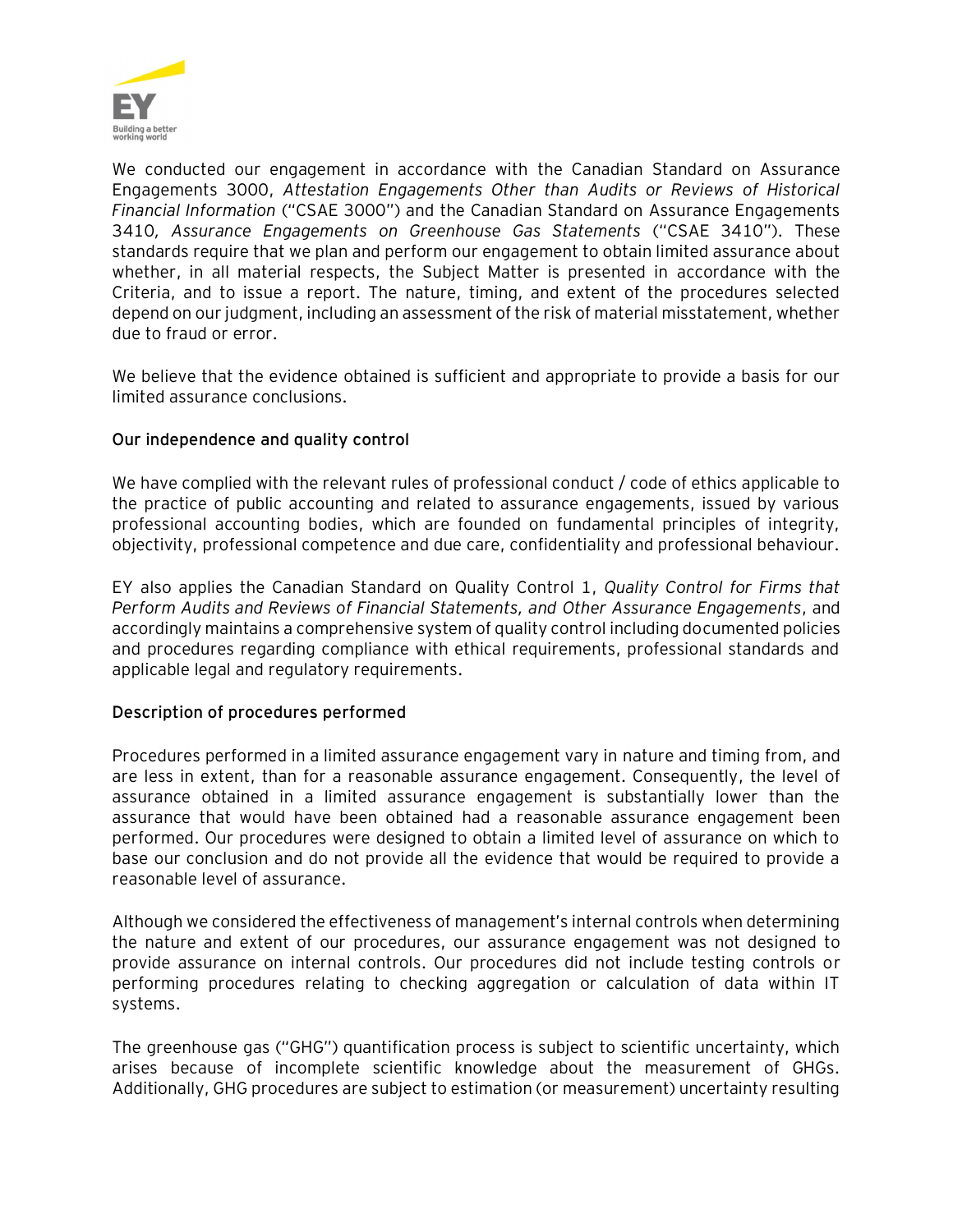We conducted our engagement in accordance with the Canadian Standard on Assurance Engagements 3000, *Attestation Engagements Other than Audits or Reviews of Historical Financial Information* ("CSAE 3000") and the Canadian Standard on Assurance Engagements 3410, *Assurance Engagements on Greenhouse Gas Statements* ("CSAE 3410"). These standards require that we plan and perform our engagement to obtain limited assurance about whether, in all material respects, the Subject Matter is presented in accordance with the Criteria, and to issue a report. The nature, timing, and extent of the procedures selected depend on our judgment, including an assessment of the risk of material misstatement, whether due to fraud or error.

We believe that the evidence obtained is sufficient and appropriate to provide a basis for our limited assurance conclusions.

**Our independence and quality control**

We have complied with the relevant rules of professional conduct / code of ethics applicable to the practice of public accounting and related to assurance engagements, issued by various professional accounting bodies, which are founded on fundamental principles of integrity, objectivity, professional competence and due care, confidentiality and professional behaviour.

EY also applies the Canadian Standard on Quality Control 1, *Quality Control for Firms that Perform Audits and Reviews of Financial Statements, and Other Assurance Engagements*, and accordingly maintains a comprehensive system of quality control including documented policies and procedures regarding compliance with ethical requirements, professional standards and applicable legal and regulatory requirements.

**Description of procedures performed**

Procedures performed in a limited assurance engagement vary in nature and timing from, and are less in extent, than for a reasonable assurance engagement. Consequently, the level of assurance obtained in a limited assurance engagement is substantially lower than the assurance that would have been obtained had a reasonable assurance engagement been performed. Our procedures were designed to obtain a limited level of assurance on which to base our conclusion and do not provide all the evidence that would be required to provide a reasonable level of assurance.

Although we considered the effectiveness of management's internal controls when determining the nature and extent of our procedures, our assurance engagement was not designed to provide assurance on internal controls. Our procedures did not include testing controls or performing procedures relating to checking aggregation or calculation of data within IT systems.

The greenhouse gas ("GHG") quantification process is subject to scientific uncertainty, which arises because of incomplete scientific knowledge about the measurement of GHGs. Additionally, GHG procedures are subject to estimation (or measurement) uncertainty resulting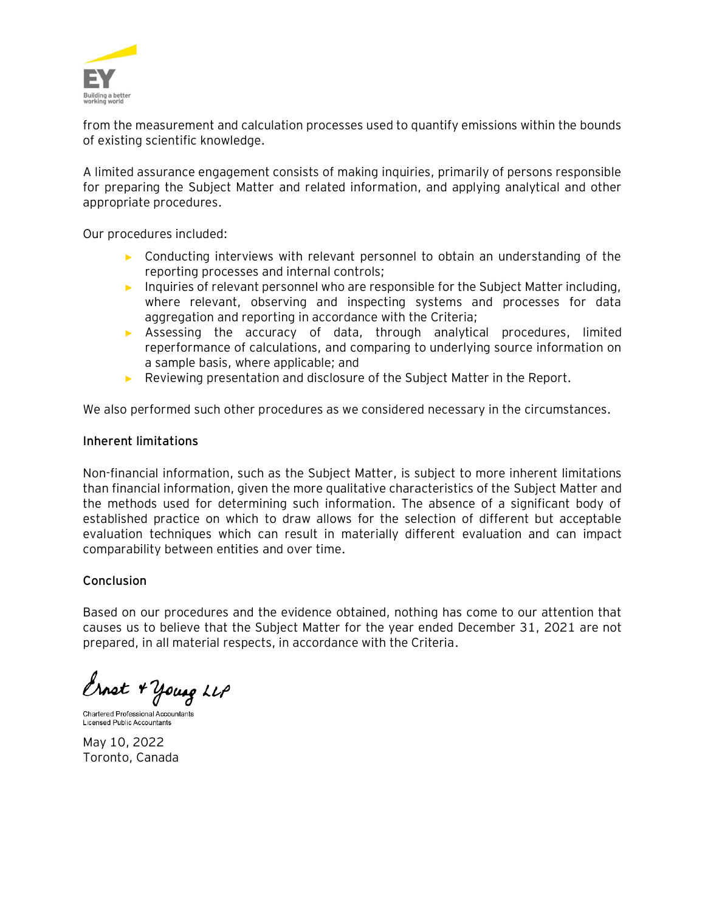from the measurement and calculation processes used to quantify emissions within the bounds of existing scientific knowledge.

A limited assurance engagement consists of making inquiries, primarily of persons responsible for preparing the Subject Matter and related information, and applying analytical and other appropriate procedures.

Our procedures included:

- Conducting interviews with relevant personnel to obtain an understanding of the reporting processes and internal controls;
- Inquiries of relevant personnel who are responsible for the Subject Matter including, where relevant, observing and inspecting systems and processes for data aggregation and reporting in accordance with the Criteria;
- Assessing the accuracy of data, through analytical procedures, limited reperformance of calculations, and comparing to underlying source information on a sample basis, where applicable; and
- Reviewing presentation and disclosure of the Subject Matter in the Report.

We also performed such other procedures as we considered necessary in the circumstances.

**Inherent limitations**

Non-financial information, such as the Subject Matter, is subject to more inherent limitations than financial information, given the more qualitative characteristics of the Subject Matter and the methods used for determining such information. The absence of a significant body of established practice on which to draw allows for the selection of different but acceptable evaluation techniques which can result in materially different evaluation and can impact comparability between entities and over time.

**Conclusion**

Based on our procedures and the evidence obtained, nothing has come to our attention that causes us to believe that the Subject Matter for the year ended December 31, 2021 are not prepared, in all material respects, in accordance with the Criteria.

Ernst & Young LLP

Chartered Professional Accountants
Licensed Public Accountants

May 10, 2022
Toronto, Canada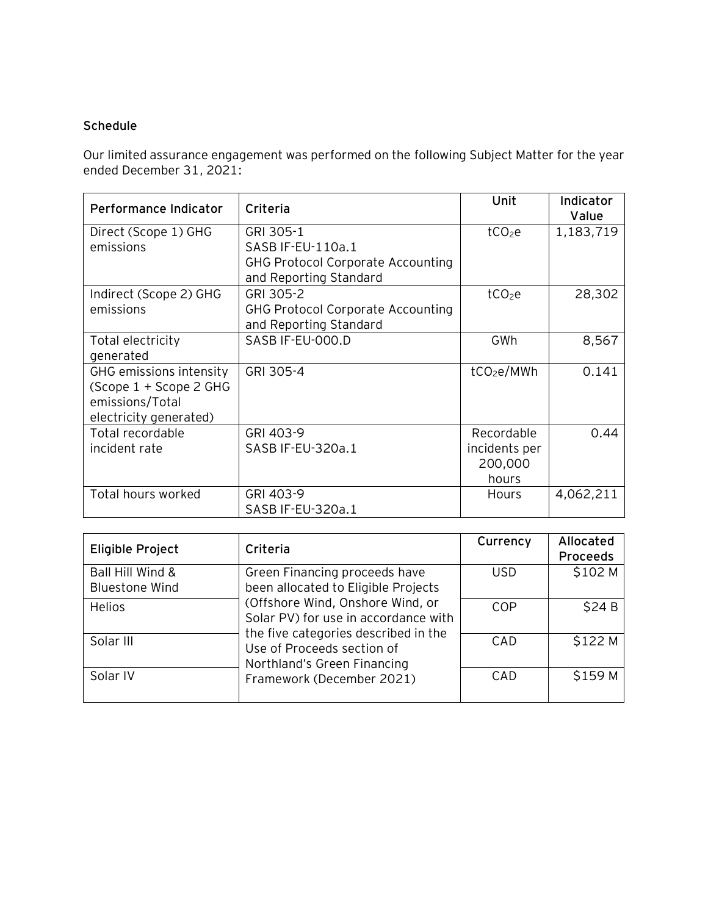**Schedule**

Our limited assurance engagement was performed on the following Subject Matter for the year ended December 31, 2021:

| Performance Indicator | Criteria | Unit | Indicator Value |
|---|---|---|---|
| Direct (Scope 1) GHG emissions | GRI 305-1<br>SASB IF-EU-110a.1<br>GHG Protocol Corporate Accounting and Reporting Standard | $tCO_2e$ | 1,183,719 |
| Indirect (Scope 2) GHG emissions | GRI 305-2<br>GHG Protocol Corporate Accounting and Reporting Standard | $tCO_2e$ | 28,302 |
| Total electricity generated | SASB IF-EU-000.D | GWh | 8,567 |
| GHG emissions intensity (Scope 1 + Scope 2 GHG emissions/Total electricity generated) | GRI 305-4 | $tCO_2e/MWh$ | 0.141 |
| Total recordable incident rate | GRI 403-9<br>SASB IF-EU-320a.1 | Recordable incidents per 200,000 hours | 0.44 |
| Total hours worked | GRI 403-9<br>SASB IF-EU-320a.1 | Hours | 4,062,211 |

| Eligible Project | Criteria | Currency | Allocated Proceeds |
|---|---|---|---|
| Ball Hill Wind & Bluestone Wind | Green Financing proceeds have been allocated to Eligible Projects (Offshore Wind, Onshore Wind, or Solar PV) for use in accordance with the five categories described in the Use of Proceeds section of Northland's Green Financing Framework (December 2021) | USD | $102 M |
| Helios | | COP | $24 B |
| Solar III | | CAD | $122 M |
| Solar IV | | CAD | $159 M |